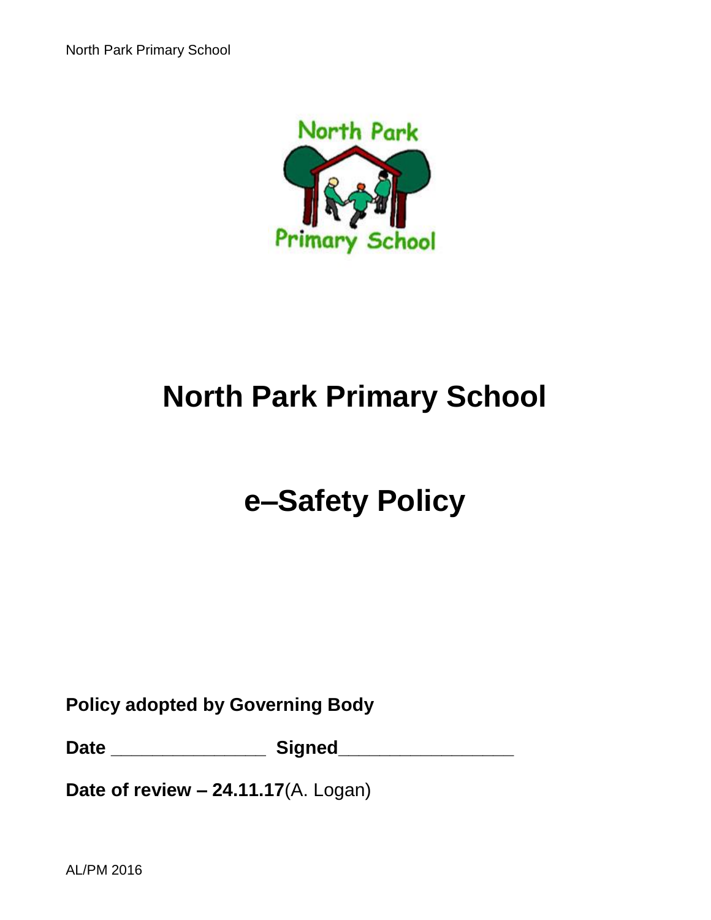# North Park Primary School

# e–Safety Policy

**Policy adopted by Governing Body**

**Date** _______________ **Signed**_________________

**Date of review – 24.11.17**(A. Logan)

AL/PM 2016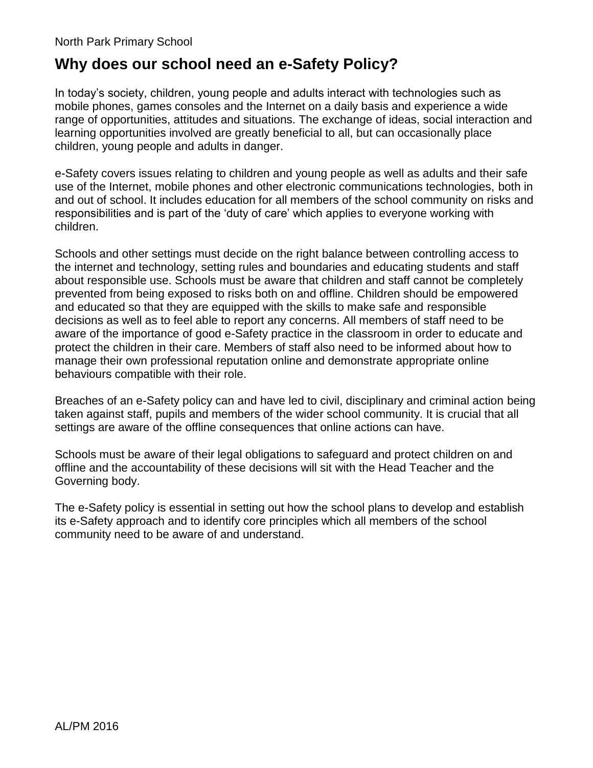## Why does our school need an e-Safety Policy?

In today's society, children, young people and adults interact with technologies such as mobile phones, games consoles and the Internet on a daily basis and experience a wide range of opportunities, attitudes and situations. The exchange of ideas, social interaction and learning opportunities involved are greatly beneficial to all, but can occasionally place children, young people and adults in danger.

e-Safety covers issues relating to children and young people as well as adults and their safe use of the Internet, mobile phones and other electronic communications technologies, both in and out of school. It includes education for all members of the school community on risks and responsibilities and is part of the 'duty of care' which applies to everyone working with children.

Schools and other settings must decide on the right balance between controlling access to the internet and technology, setting rules and boundaries and educating students and staff about responsible use. Schools must be aware that children and staff cannot be completely prevented from being exposed to risks both on and offline. Children should be empowered and educated so that they are equipped with the skills to make safe and responsible decisions as well as to feel able to report any concerns. All members of staff need to be aware of the importance of good e-Safety practice in the classroom in order to educate and protect the children in their care. Members of staff also need to be informed about how to manage their own professional reputation online and demonstrate appropriate online behaviours compatible with their role.

Breaches of an e-Safety policy can and have led to civil, disciplinary and criminal action being taken against staff, pupils and members of the wider school community. It is crucial that all settings are aware of the offline consequences that online actions can have.

Schools must be aware of their legal obligations to safeguard and protect children on and offline and the accountability of these decisions will sit with the Head Teacher and the Governing body.

The e-Safety policy is essential in setting out how the school plans to develop and establish its e-Safety approach and to identify core principles which all members of the school community need to be aware of and understand.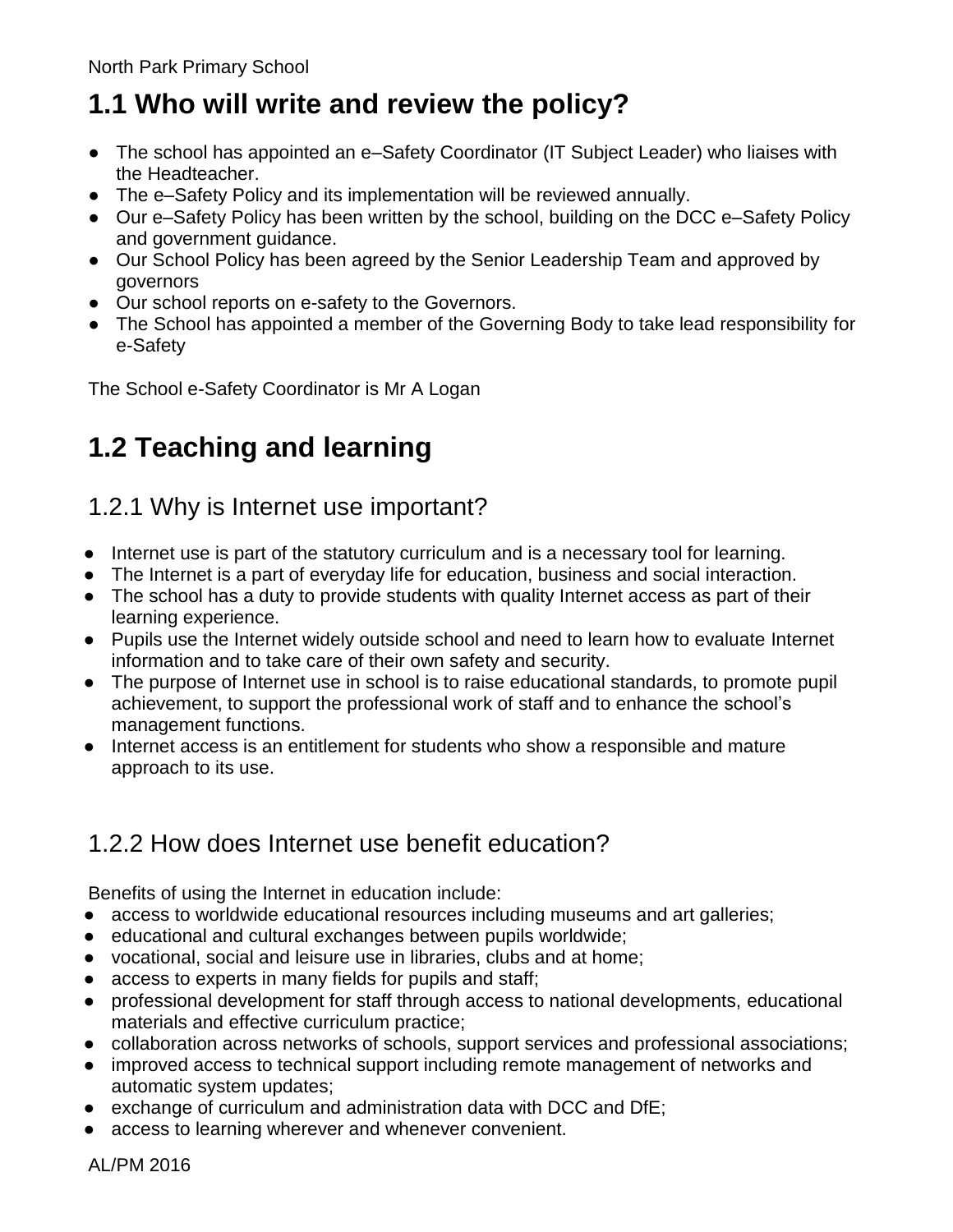## 1.1 Who will write and review the policy?

- The school has appointed an e–Safety Coordinator (IT Subject Leader) who liaises with the Headteacher.
- The e–Safety Policy and its implementation will be reviewed annually.
- Our e–Safety Policy has been written by the school, building on the DCC e–Safety Policy and government guidance.
- Our School Policy has been agreed by the Senior Leadership Team and approved by governors
- Our school reports on e-safety to the Governors.
- The School has appointed a member of the Governing Body to take lead responsibility for e-Safety

The School e-Safety Coordinator is Mr A Logan

## 1.2 Teaching and learning

### 1.2.1 Why is Internet use important?

- Internet use is part of the statutory curriculum and is a necessary tool for learning.
- The Internet is a part of everyday life for education, business and social interaction.
- The school has a duty to provide students with quality Internet access as part of their learning experience.
- Pupils use the Internet widely outside school and need to learn how to evaluate Internet information and to take care of their own safety and security.
- The purpose of Internet use in school is to raise educational standards, to promote pupil achievement, to support the professional work of staff and to enhance the school's management functions.
- Internet access is an entitlement for students who show a responsible and mature approach to its use.

### 1.2.2 How does Internet use benefit education?

Benefits of using the Internet in education include:

- access to worldwide educational resources including museums and art galleries;
- educational and cultural exchanges between pupils worldwide;
- vocational, social and leisure use in libraries, clubs and at home;
- access to experts in many fields for pupils and staff;
- professional development for staff through access to national developments, educational materials and effective curriculum practice;
- collaboration across networks of schools, support services and professional associations;
- improved access to technical support including remote management of networks and automatic system updates;
- exchange of curriculum and administration data with DCC and DfE;
- access to learning wherever and whenever convenient.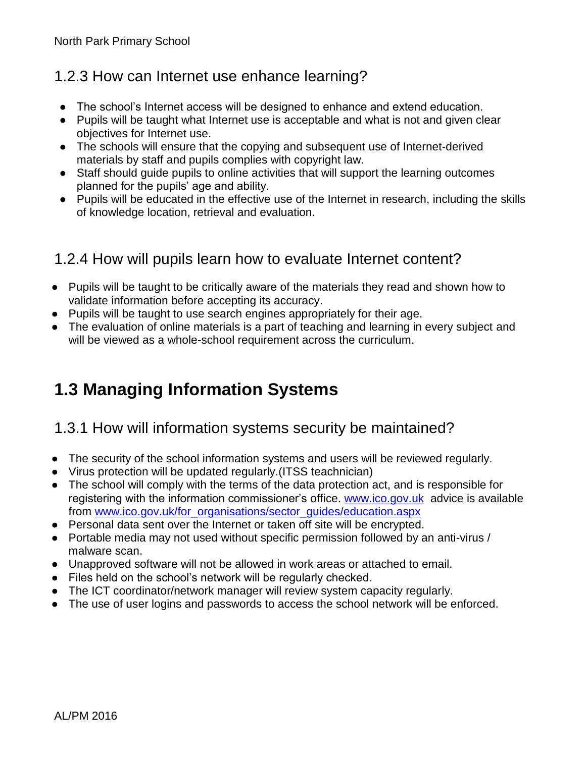### 1.2.3 How can Internet use enhance learning?

- The school's Internet access will be designed to enhance and extend education.
- Pupils will be taught what Internet use is acceptable and what is not and given clear objectives for Internet use.
- The schools will ensure that the copying and subsequent use of Internet-derived materials by staff and pupils complies with copyright law.
- Staff should guide pupils to online activities that will support the learning outcomes planned for the pupils' age and ability.
- Pupils will be educated in the effective use of the Internet in research, including the skills of knowledge location, retrieval and evaluation.

### 1.2.4 How will pupils learn how to evaluate Internet content?

- Pupils will be taught to be critically aware of the materials they read and shown how to validate information before accepting its accuracy.
- Pupils will be taught to use search engines appropriately for their age.
- The evaluation of online materials is a part of teaching and learning in every subject and will be viewed as a whole-school requirement across the curriculum.

## 1.3 Managing Information Systems

### 1.3.1 How will information systems security be maintained?

- The security of the school information systems and users will be reviewed regularly.
- Virus protection will be updated regularly.(ITSS teachnician)
- The school will comply with the terms of the data protection act, and is responsible for registering with the information commissioner's office. [www.ico.gov.uk](http://www.ico.gov.uk) advice is available from [www.ico.gov.uk/for_organisations/sector_guides/education.aspx](http://www.ico.gov.uk/for_organisations/sector_guides/education.aspx)
- Personal data sent over the Internet or taken off site will be encrypted.
- Portable media may not used without specific permission followed by an anti-virus / malware scan.
- Unapproved software will not be allowed in work areas or attached to email.
- Files held on the school's network will be regularly checked.
- The ICT coordinator/network manager will review system capacity regularly.
- The use of user logins and passwords to access the school network will be enforced.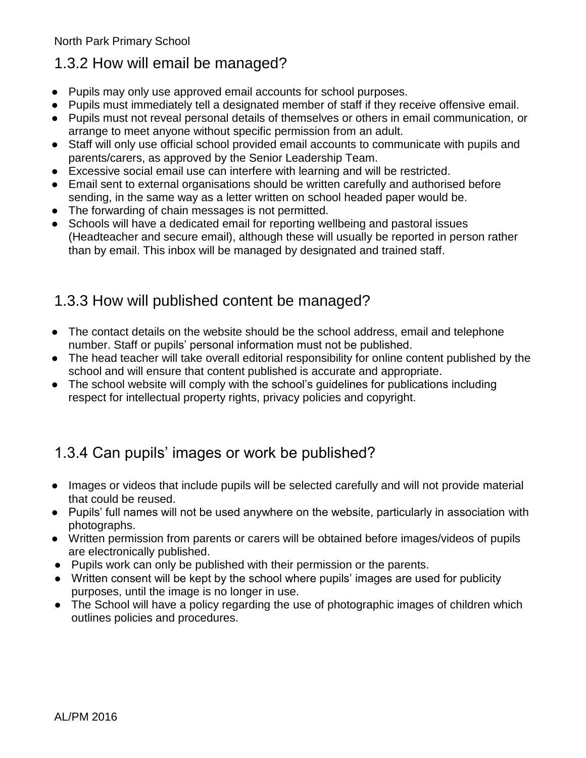## 1.3.2 How will email be managed?

- Pupils may only use approved email accounts for school purposes.
- Pupils must immediately tell a designated member of staff if they receive offensive email.
- Pupils must not reveal personal details of themselves or others in email communication, or arrange to meet anyone without specific permission from an adult.
- Staff will only use official school provided email accounts to communicate with pupils and parents/carers, as approved by the Senior Leadership Team.
- Excessive social email use can interfere with learning and will be restricted.
- Email sent to external organisations should be written carefully and authorised before sending, in the same way as a letter written on school headed paper would be.
- The forwarding of chain messages is not permitted.
- Schools will have a dedicated email for reporting wellbeing and pastoral issues (Headteacher and secure email), although these will usually be reported in person rather than by email. This inbox will be managed by designated and trained staff.

## 1.3.3 How will published content be managed?

- The contact details on the website should be the school address, email and telephone number. Staff or pupils' personal information must not be published.
- The head teacher will take overall editorial responsibility for online content published by the school and will ensure that content published is accurate and appropriate.
- The school website will comply with the school's guidelines for publications including respect for intellectual property rights, privacy policies and copyright.

## 1.3.4 Can pupils' images or work be published?

- Images or videos that include pupils will be selected carefully and will not provide material that could be reused.
- Pupils' full names will not be used anywhere on the website, particularly in association with photographs.
- Written permission from parents or carers will be obtained before images/videos of pupils are electronically published.
- Pupils work can only be published with their permission or the parents.
- Written consent will be kept by the school where pupils' images are used for publicity purposes, until the image is no longer in use.
- The School will have a policy regarding the use of photographic images of children which outlines policies and procedures.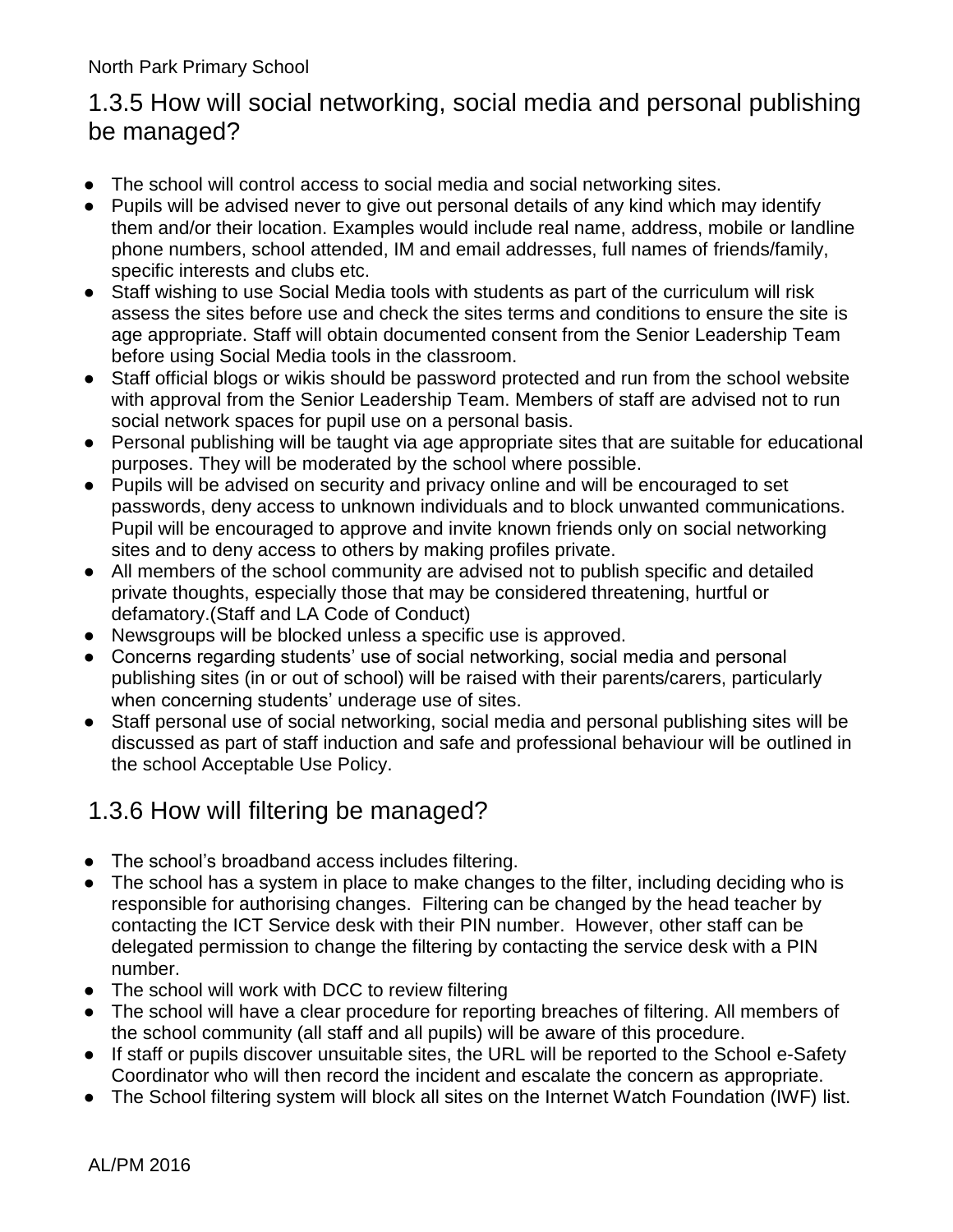## 1.3.5 How will social networking, social media and personal publishing be managed?

- The school will control access to social media and social networking sites.
- Pupils will be advised never to give out personal details of any kind which may identify them and/or their location. Examples would include real name, address, mobile or landline phone numbers, school attended, IM and email addresses, full names of friends/family, specific interests and clubs etc.
- Staff wishing to use Social Media tools with students as part of the curriculum will risk assess the sites before use and check the sites terms and conditions to ensure the site is age appropriate. Staff will obtain documented consent from the Senior Leadership Team before using Social Media tools in the classroom.
- Staff official blogs or wikis should be password protected and run from the school website with approval from the Senior Leadership Team. Members of staff are advised not to run social network spaces for pupil use on a personal basis.
- Personal publishing will be taught via age appropriate sites that are suitable for educational purposes. They will be moderated by the school where possible.
- Pupils will be advised on security and privacy online and will be encouraged to set passwords, deny access to unknown individuals and to block unwanted communications. Pupil will be encouraged to approve and invite known friends only on social networking sites and to deny access to others by making profiles private.
- All members of the school community are advised not to publish specific and detailed private thoughts, especially those that may be considered threatening, hurtful or defamatory.(Staff and LA Code of Conduct)
- Newsgroups will be blocked unless a specific use is approved.
- Concerns regarding students' use of social networking, social media and personal publishing sites (in or out of school) will be raised with their parents/carers, particularly when concerning students' underage use of sites.
- Staff personal use of social networking, social media and personal publishing sites will be discussed as part of staff induction and safe and professional behaviour will be outlined in the school Acceptable Use Policy.

## 1.3.6 How will filtering be managed?

- The school's broadband access includes filtering.
- The school has a system in place to make changes to the filter, including deciding who is responsible for authorising changes. Filtering can be changed by the head teacher by contacting the ICT Service desk with their PIN number. However, other staff can be delegated permission to change the filtering by contacting the service desk with a PIN number.
- The school will work with DCC to review filtering
- The school will have a clear procedure for reporting breaches of filtering. All members of the school community (all staff and all pupils) will be aware of this procedure.
- If staff or pupils discover unsuitable sites, the URL will be reported to the School e-Safety Coordinator who will then record the incident and escalate the concern as appropriate.
- The School filtering system will block all sites on the Internet Watch Foundation (IWF) list.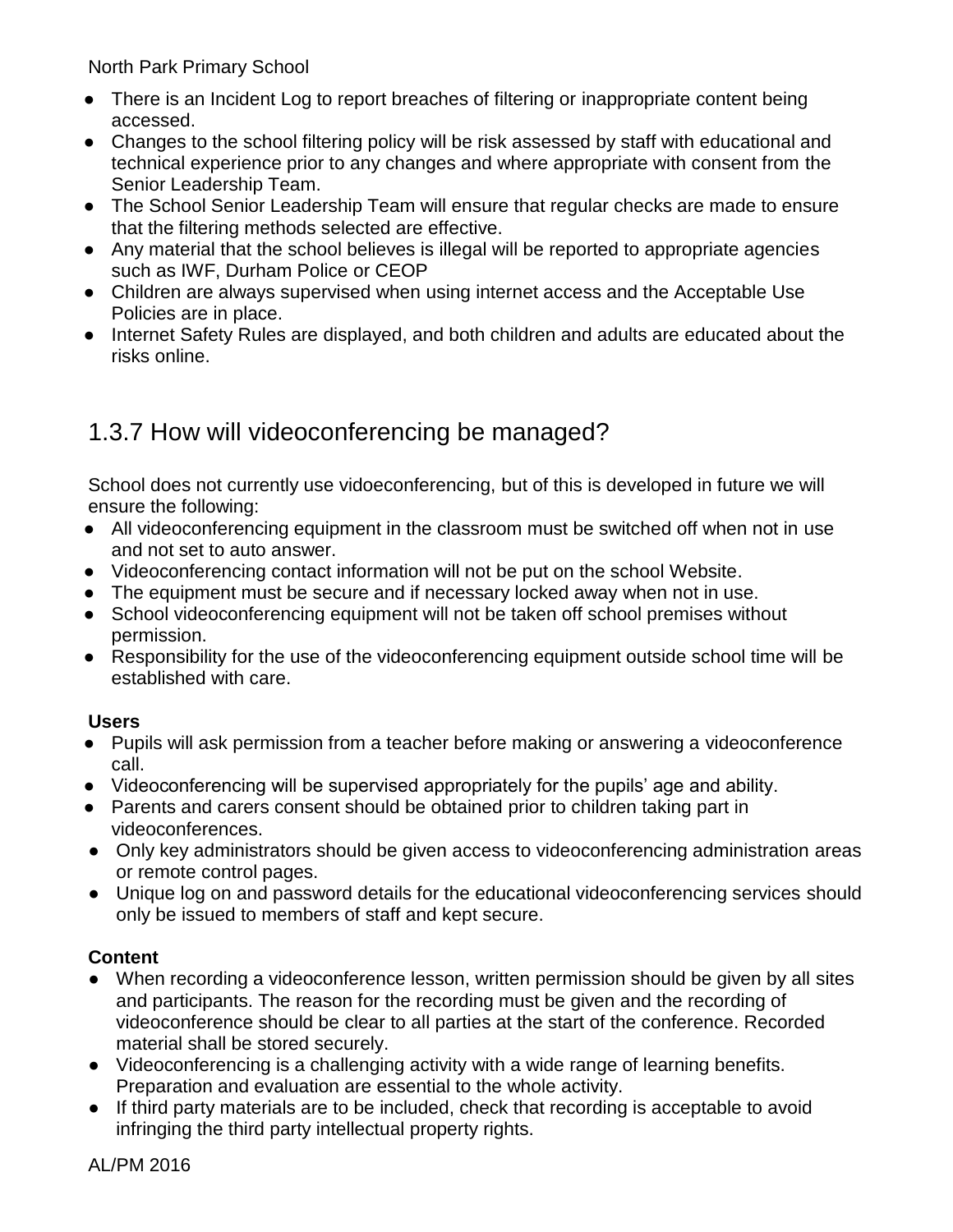- There is an Incident Log to report breaches of filtering or inappropriate content being accessed.
- Changes to the school filtering policy will be risk assessed by staff with educational and technical experience prior to any changes and where appropriate with consent from the Senior Leadership Team.
- The School Senior Leadership Team will ensure that regular checks are made to ensure that the filtering methods selected are effective.
- Any material that the school believes is illegal will be reported to appropriate agencies such as IWF, Durham Police or CEOP
- Children are always supervised when using internet access and the Acceptable Use Policies are in place.
- Internet Safety Rules are displayed, and both children and adults are educated about the risks online.

## 1.3.7 How will videoconferencing be managed?

School does not currently use vidoeconferencing, but of this is developed in future we will ensure the following:

- All videoconferencing equipment in the classroom must be switched off when not in use and not set to auto answer.
- Videoconferencing contact information will not be put on the school Website.
- The equipment must be secure and if necessary locked away when not in use.
- School videoconferencing equipment will not be taken off school premises without permission.
- Responsibility for the use of the videoconferencing equipment outside school time will be established with care.

**Users**

- Pupils will ask permission from a teacher before making or answering a videoconference call.
- Videoconferencing will be supervised appropriately for the pupils' age and ability.
- Parents and carers consent should be obtained prior to children taking part in videoconferences.
- Only key administrators should be given access to videoconferencing administration areas or remote control pages.
- Unique log on and password details for the educational videoconferencing services should only be issued to members of staff and kept secure.

**Content**

- When recording a videoconference lesson, written permission should be given by all sites and participants. The reason for the recording must be given and the recording of videoconference should be clear to all parties at the start of the conference. Recorded material shall be stored securely.
- Videoconferencing is a challenging activity with a wide range of learning benefits. Preparation and evaluation are essential to the whole activity.
- If third party materials are to be included, check that recording is acceptable to avoid infringing the third party intellectual property rights.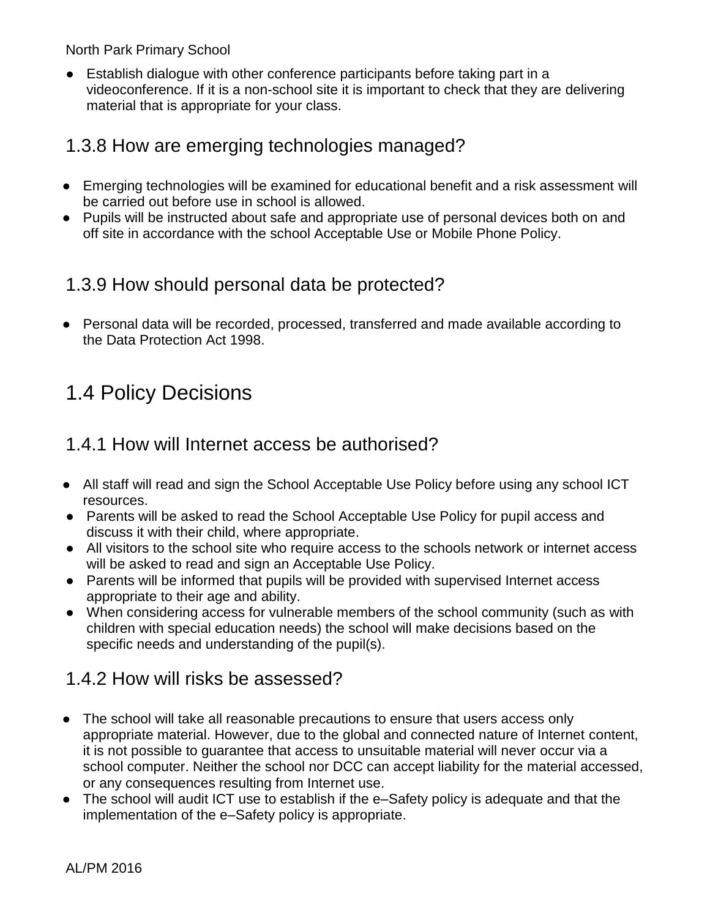- Establish dialogue with other conference participants before taking part in a videoconference. If it is a non-school site it is important to check that they are delivering material that is appropriate for your class.

### 1.3.8 How are emerging technologies managed?

- Emerging technologies will be examined for educational benefit and a risk assessment will be carried out before use in school is allowed.
- Pupils will be instructed about safe and appropriate use of personal devices both on and off site in accordance with the school Acceptable Use or Mobile Phone Policy.

### 1.3.9 How should personal data be protected?

- Personal data will be recorded, processed, transferred and made available according to the Data Protection Act 1998.

## 1.4 Policy Decisions

### 1.4.1 How will Internet access be authorised?

- All staff will read and sign the School Acceptable Use Policy before using any school ICT resources.
- Parents will be asked to read the School Acceptable Use Policy for pupil access and discuss it with their child, where appropriate.
- All visitors to the school site who require access to the schools network or internet access will be asked to read and sign an Acceptable Use Policy.
- Parents will be informed that pupils will be provided with supervised Internet access appropriate to their age and ability.
- When considering access for vulnerable members of the school community (such as with children with special education needs) the school will make decisions based on the specific needs and understanding of the pupil(s).

### 1.4.2 How will risks be assessed?

- The school will take all reasonable precautions to ensure that users access only appropriate material. However, due to the global and connected nature of Internet content, it is not possible to guarantee that access to unsuitable material will never occur via a school computer. Neither the school nor DCC can accept liability for the material accessed, or any consequences resulting from Internet use.
- The school will audit ICT use to establish if the e–Safety policy is adequate and that the implementation of the e–Safety policy is appropriate.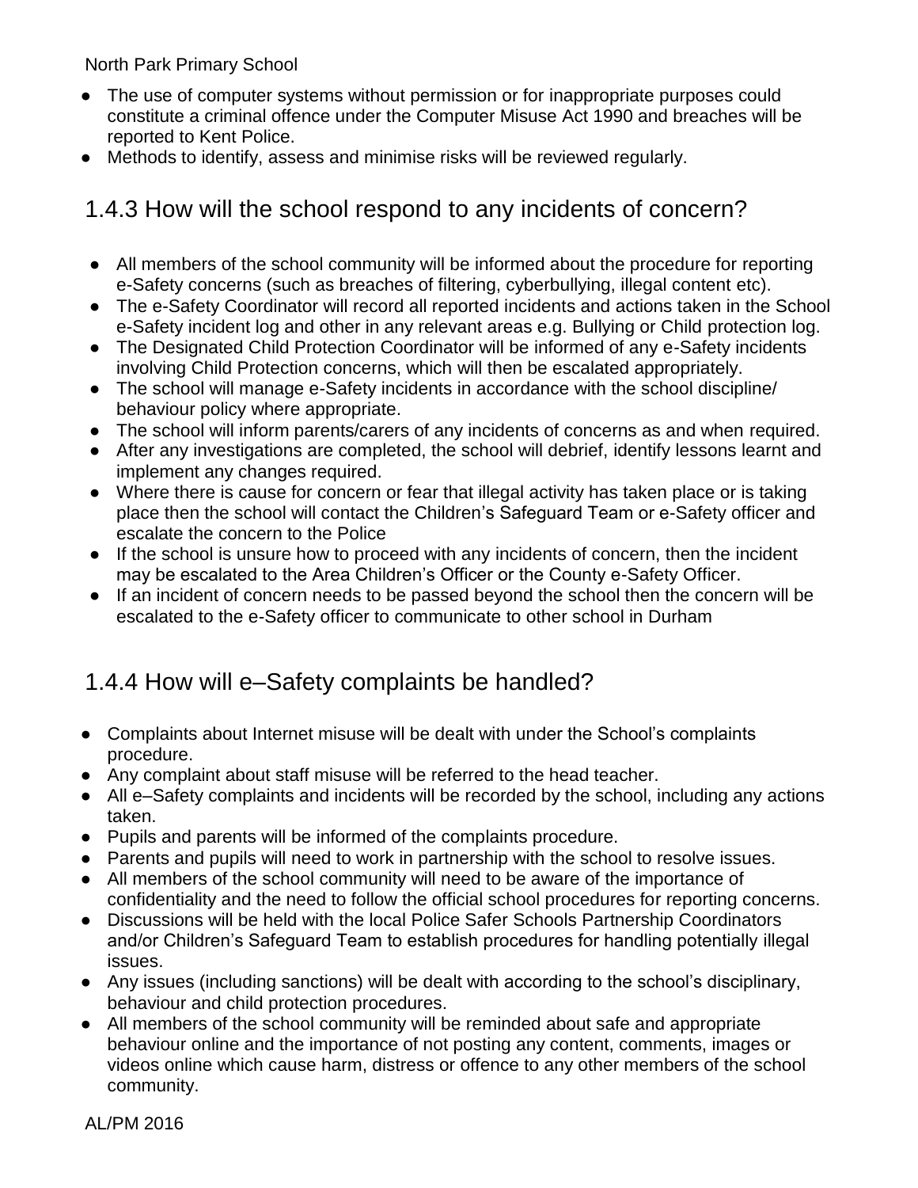- The use of computer systems without permission or for inappropriate purposes could constitute a criminal offence under the Computer Misuse Act 1990 and breaches will be reported to Kent Police.
- Methods to identify, assess and minimise risks will be reviewed regularly.

## 1.4.3 How will the school respond to any incidents of concern?

- All members of the school community will be informed about the procedure for reporting e-Safety concerns (such as breaches of filtering, cyberbullying, illegal content etc).
- The e-Safety Coordinator will record all reported incidents and actions taken in the School e-Safety incident log and other in any relevant areas e.g. Bullying or Child protection log.
- The Designated Child Protection Coordinator will be informed of any e-Safety incidents involving Child Protection concerns, which will then be escalated appropriately.
- The school will manage e-Safety incidents in accordance with the school discipline/ behaviour policy where appropriate.
- The school will inform parents/carers of any incidents of concerns as and when required.
- After any investigations are completed, the school will debrief, identify lessons learnt and implement any changes required.
- Where there is cause for concern or fear that illegal activity has taken place or is taking place then the school will contact the Children's Safeguard Team or e-Safety officer and escalate the concern to the Police
- If the school is unsure how to proceed with any incidents of concern, then the incident may be escalated to the Area Children's Officer or the County e-Safety Officer.
- If an incident of concern needs to be passed beyond the school then the concern will be escalated to the e-Safety officer to communicate to other school in Durham

## 1.4.4 How will e–Safety complaints be handled?

- Complaints about Internet misuse will be dealt with under the School's complaints procedure.
- Any complaint about staff misuse will be referred to the head teacher.
- All e–Safety complaints and incidents will be recorded by the school, including any actions taken.
- Pupils and parents will be informed of the complaints procedure.
- Parents and pupils will need to work in partnership with the school to resolve issues.
- All members of the school community will need to be aware of the importance of confidentiality and the need to follow the official school procedures for reporting concerns.
- Discussions will be held with the local Police Safer Schools Partnership Coordinators and/or Children's Safeguard Team to establish procedures for handling potentially illegal issues.
- Any issues (including sanctions) will be dealt with according to the school's disciplinary, behaviour and child protection procedures.
- All members of the school community will be reminded about safe and appropriate behaviour online and the importance of not posting any content, comments, images or videos online which cause harm, distress or offence to any other members of the school community.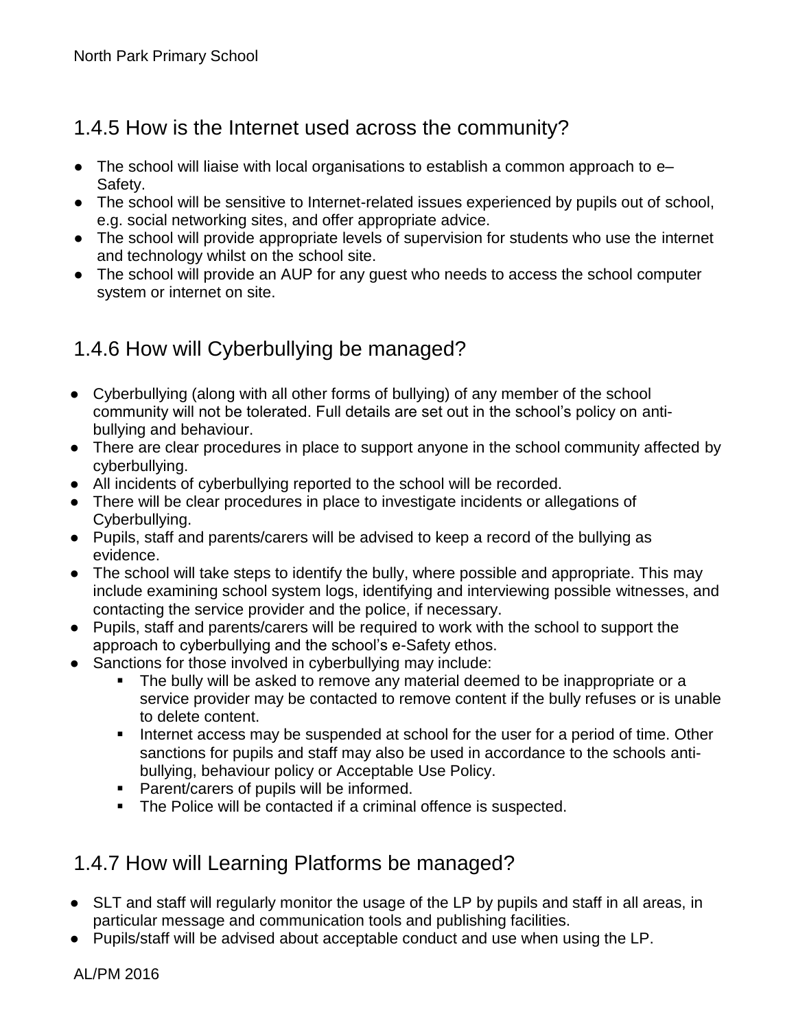### 1.4.5 How is the Internet used across the community?

- The school will liaise with local organisations to establish a common approach to e–Safety.
- The school will be sensitive to Internet-related issues experienced by pupils out of school, e.g. social networking sites, and offer appropriate advice.
- The school will provide appropriate levels of supervision for students who use the internet and technology whilst on the school site.
- The school will provide an AUP for any guest who needs to access the school computer system or internet on site.

### 1.4.6 How will Cyberbullying be managed?

- Cyberbullying (along with all other forms of bullying) of any member of the school community will not be tolerated. Full details are set out in the school's policy on anti-bullying and behaviour.
- There are clear procedures in place to support anyone in the school community affected by cyberbullying.
- All incidents of cyberbullying reported to the school will be recorded.
- There will be clear procedures in place to investigate incidents or allegations of Cyberbullying.
- Pupils, staff and parents/carers will be advised to keep a record of the bullying as evidence.
- The school will take steps to identify the bully, where possible and appropriate. This may include examining school system logs, identifying and interviewing possible witnesses, and contacting the service provider and the police, if necessary.
- Pupils, staff and parents/carers will be required to work with the school to support the approach to cyberbullying and the school's e-Safety ethos.
- Sanctions for those involved in cyberbullying may include:
    - The bully will be asked to remove any material deemed to be inappropriate or a service provider may be contacted to remove content if the bully refuses or is unable to delete content.
    - Internet access may be suspended at school for the user for a period of time. Other sanctions for pupils and staff may also be used in accordance to the schools anti-bullying, behaviour policy or Acceptable Use Policy.
    - Parent/carers of pupils will be informed.
    - The Police will be contacted if a criminal offence is suspected.

### 1.4.7 How will Learning Platforms be managed?

- SLT and staff will regularly monitor the usage of the LP by pupils and staff in all areas, in particular message and communication tools and publishing facilities.
- Pupils/staff will be advised about acceptable conduct and use when using the LP.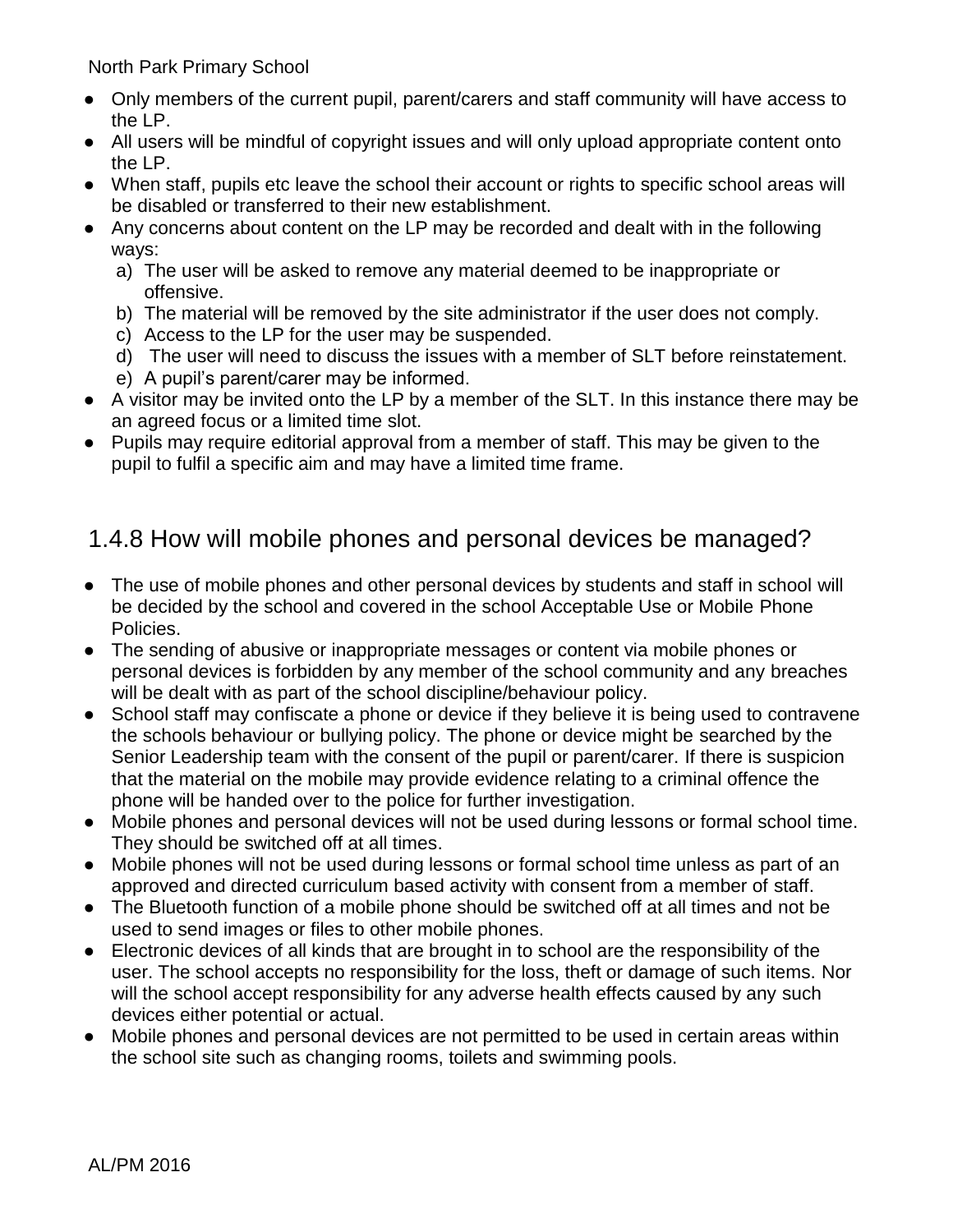- Only members of the current pupil, parent/carers and staff community will have access to the LP.
- All users will be mindful of copyright issues and will only upload appropriate content onto the LP.
- When staff, pupils etc leave the school their account or rights to specific school areas will be disabled or transferred to their new establishment.
- Any concerns about content on the LP may be recorded and dealt with in the following ways:
  a) The user will be asked to remove any material deemed to be inappropriate or offensive.
  b) The material will be removed by the site administrator if the user does not comply.
  c) Access to the LP for the user may be suspended.
  d) The user will need to discuss the issues with a member of SLT before reinstatement.
  e) A pupil's parent/carer may be informed.
- A visitor may be invited onto the LP by a member of the SLT. In this instance there may be an agreed focus or a limited time slot.
- Pupils may require editorial approval from a member of staff. This may be given to the pupil to fulfil a specific aim and may have a limited time frame.

## 1.4.8 How will mobile phones and personal devices be managed?

- The use of mobile phones and other personal devices by students and staff in school will be decided by the school and covered in the school Acceptable Use or Mobile Phone Policies.
- The sending of abusive or inappropriate messages or content via mobile phones or personal devices is forbidden by any member of the school community and any breaches will be dealt with as part of the school discipline/behaviour policy.
- School staff may confiscate a phone or device if they believe it is being used to contravene the schools behaviour or bullying policy. The phone or device might be searched by the Senior Leadership team with the consent of the pupil or parent/carer. If there is suspicion that the material on the mobile may provide evidence relating to a criminal offence the phone will be handed over to the police for further investigation.
- Mobile phones and personal devices will not be used during lessons or formal school time. They should be switched off at all times.
- Mobile phones will not be used during lessons or formal school time unless as part of an approved and directed curriculum based activity with consent from a member of staff.
- The Bluetooth function of a mobile phone should be switched off at all times and not be used to send images or files to other mobile phones.
- Electronic devices of all kinds that are brought in to school are the responsibility of the user. The school accepts no responsibility for the loss, theft or damage of such items. Nor will the school accept responsibility for any adverse health effects caused by any such devices either potential or actual.
- Mobile phones and personal devices are not permitted to be used in certain areas within the school site such as changing rooms, toilets and swimming pools.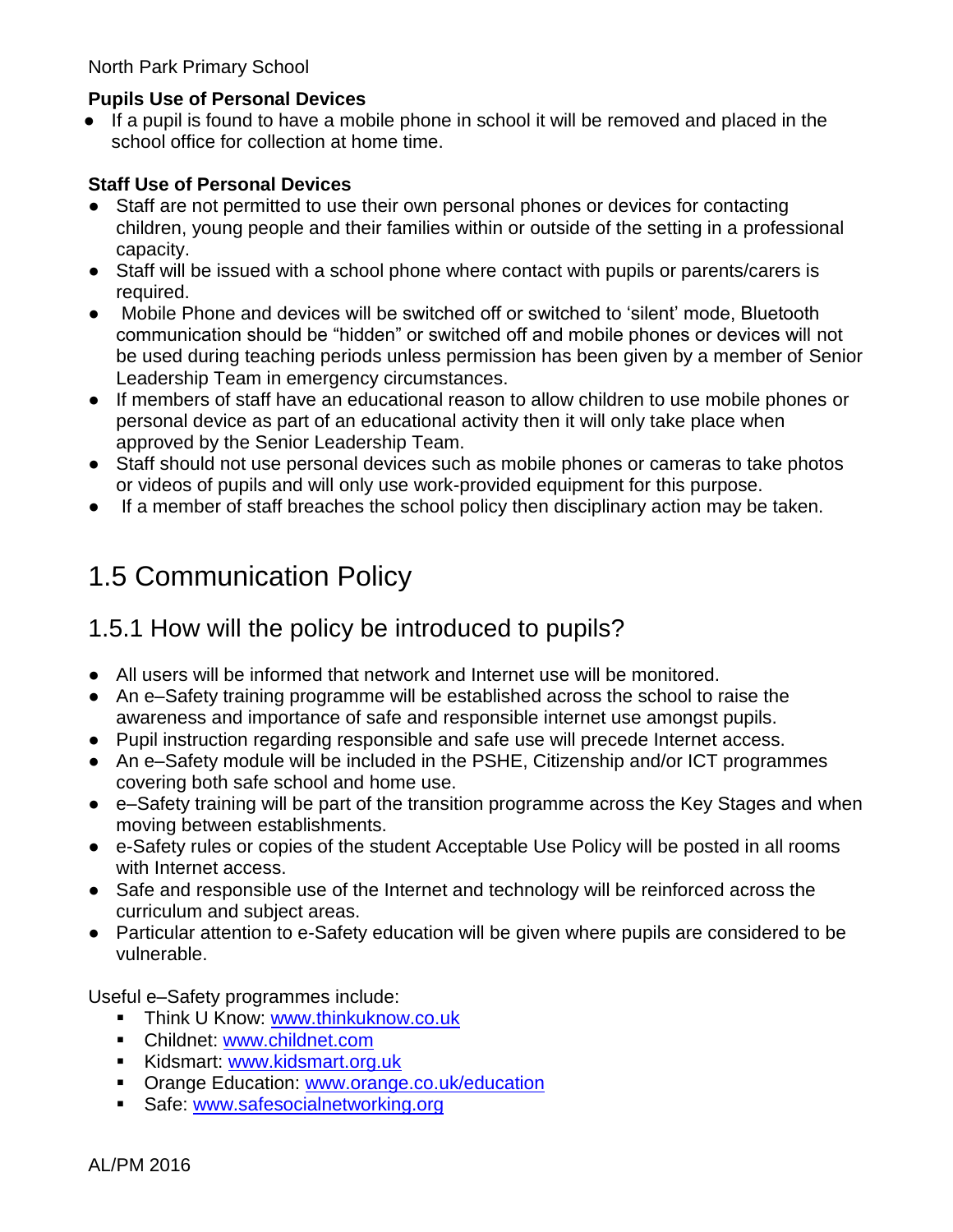**Pupils Use of Personal Devices**

- If a pupil is found to have a mobile phone in school it will be removed and placed in the school office for collection at home time.

**Staff Use of Personal Devices**

- Staff are not permitted to use their own personal phones or devices for contacting children, young people and their families within or outside of the setting in a professional capacity.
- Staff will be issued with a school phone where contact with pupils or parents/carers is required.
- Mobile Phone and devices will be switched off or switched to 'silent' mode, Bluetooth communication should be "hidden" or switched off and mobile phones or devices will not be used during teaching periods unless permission has been given by a member of Senior Leadership Team in emergency circumstances.
- If members of staff have an educational reason to allow children to use mobile phones or personal device as part of an educational activity then it will only take place when approved by the Senior Leadership Team.
- Staff should not use personal devices such as mobile phones or cameras to take photos or videos of pupils and will only use work-provided equipment for this purpose.
- If a member of staff breaches the school policy then disciplinary action may be taken.

# 1.5 Communication Policy

## 1.5.1 How will the policy be introduced to pupils?

- All users will be informed that network and Internet use will be monitored.
- An e–Safety training programme will be established across the school to raise the awareness and importance of safe and responsible internet use amongst pupils.
- Pupil instruction regarding responsible and safe use will precede Internet access.
- An e–Safety module will be included in the PSHE, Citizenship and/or ICT programmes covering both safe school and home use.
- e–Safety training will be part of the transition programme across the Key Stages and when moving between establishments.
- e-Safety rules or copies of the student Acceptable Use Policy will be posted in all rooms with Internet access.
- Safe and responsible use of the Internet and technology will be reinforced across the curriculum and subject areas.
- Particular attention to e-Safety education will be given where pupils are considered to be vulnerable.

Useful e–Safety programmes include:

- Think U Know: www.thinkuknow.co.uk
- Childnet: www.childnet.com
- Kidsmart: www.kidsmart.org.uk
- Orange Education: www.orange.co.uk/education
- Safe: www.safesocialnetworking.org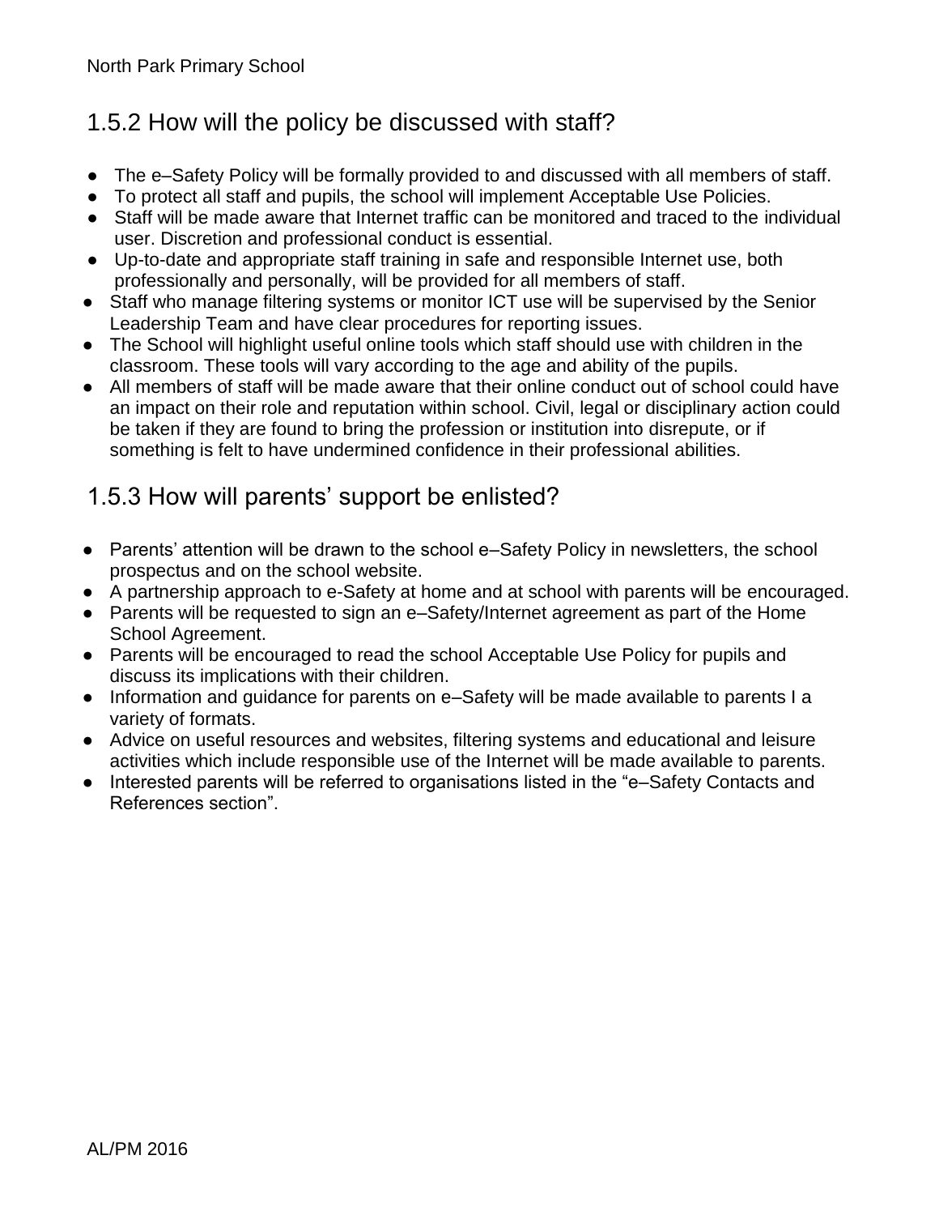## 1.5.2 How will the policy be discussed with staff?

- The e–Safety Policy will be formally provided to and discussed with all members of staff.
- To protect all staff and pupils, the school will implement Acceptable Use Policies.
- Staff will be made aware that Internet traffic can be monitored and traced to the individual user. Discretion and professional conduct is essential.
- Up-to-date and appropriate staff training in safe and responsible Internet use, both professionally and personally, will be provided for all members of staff.
- Staff who manage filtering systems or monitor ICT use will be supervised by the Senior Leadership Team and have clear procedures for reporting issues.
- The School will highlight useful online tools which staff should use with children in the classroom. These tools will vary according to the age and ability of the pupils.
- All members of staff will be made aware that their online conduct out of school could have an impact on their role and reputation within school. Civil, legal or disciplinary action could be taken if they are found to bring the profession or institution into disrepute, or if something is felt to have undermined confidence in their professional abilities.

## 1.5.3 How will parents' support be enlisted?

- Parents' attention will be drawn to the school e–Safety Policy in newsletters, the school prospectus and on the school website.
- A partnership approach to e-Safety at home and at school with parents will be encouraged.
- Parents will be requested to sign an e–Safety/Internet agreement as part of the Home School Agreement.
- Parents will be encouraged to read the school Acceptable Use Policy for pupils and discuss its implications with their children.
- Information and guidance for parents on e–Safety will be made available to parents I a variety of formats.
- Advice on useful resources and websites, filtering systems and educational and leisure activities which include responsible use of the Internet will be made available to parents.
- Interested parents will be referred to organisations listed in the "e–Safety Contacts and References section".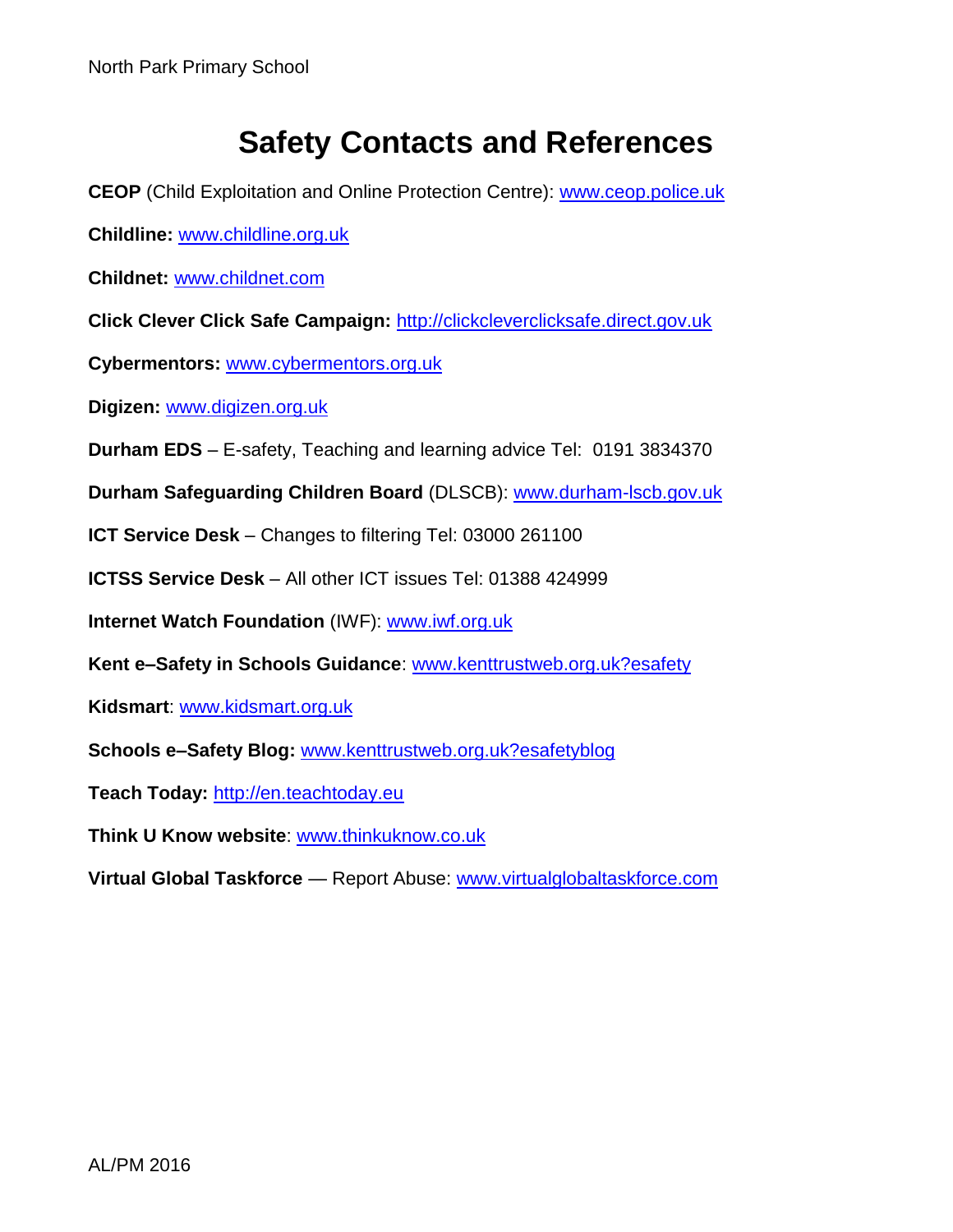# Safety Contacts and References

**CEOP** (Child Exploitation and Online Protection Centre): www.ceop.police.uk

**Childline:** www.childline.org.uk

**Childnet:** www.childnet.com

**Click Clever Click Safe Campaign:** http://clickcleverclicksafe.direct.gov.uk

**Cybermentors:** www.cybermentors.org.uk

**Digizen:** www.digizen.org.uk

**Durham EDS** – E-safety, Teaching and learning advice Tel: 0191 3834370

**Durham Safeguarding Children Board** (DLSCB): www.durham-lscb.gov.uk

**ICT Service Desk** – Changes to filtering Tel: 03000 261100

**ICTSS Service Desk** – All other ICT issues Tel: 01388 424999

**Internet Watch Foundation** (IWF): www.iwf.org.uk

**Kent e–Safety in Schools Guidance**: www.kenttrustweb.org.uk?esafety

**Kidsmart**: www.kidsmart.org.uk

**Schools e–Safety Blog:** www.kenttrustweb.org.uk?esafetyblog

**Teach Today:** http://en.teachtoday.eu

**Think U Know website**: www.thinkuknow.co.uk

**Virtual Global Taskforce** — Report Abuse: www.virtualglobaltaskforce.com